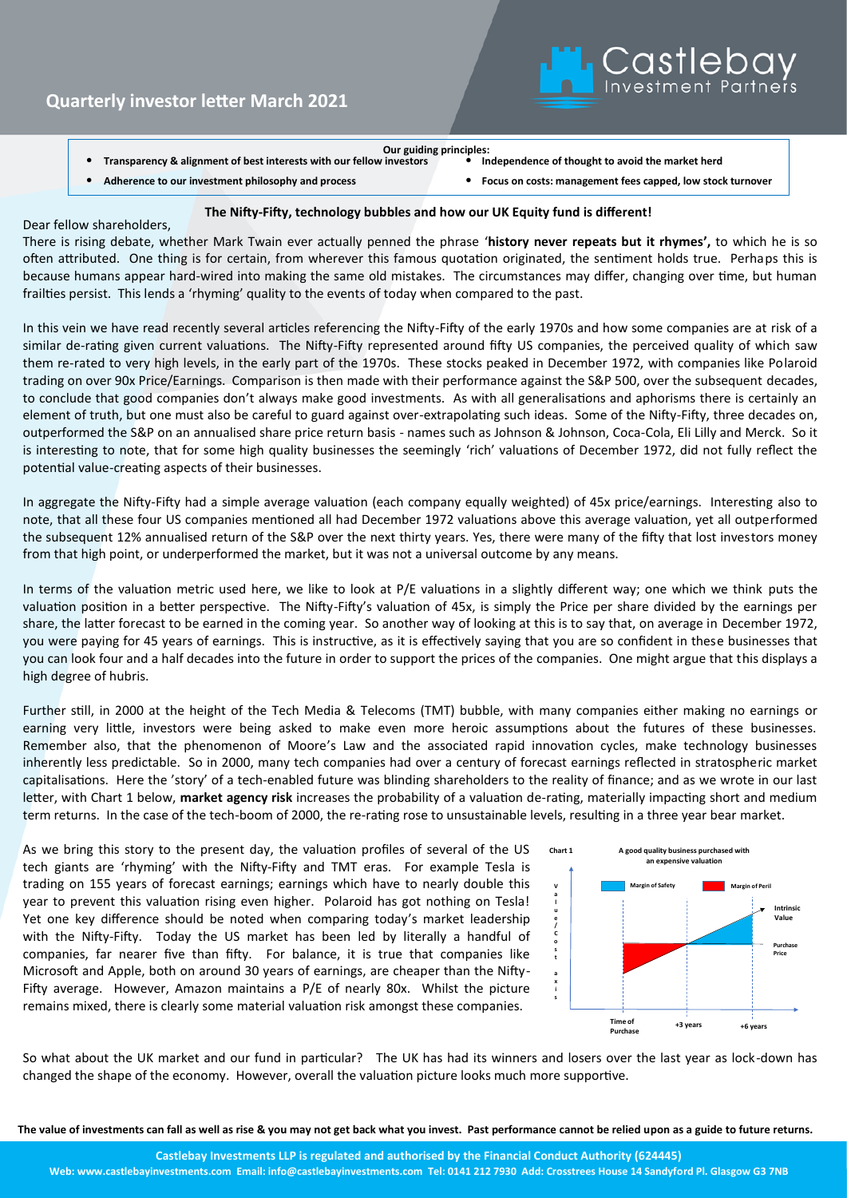# Quarterly investor letter March 2021

**Our guiding principles:**

- **Transparency & alignment of best interests with our fellow investors**
- **Independence of thought to avoid the market herd**
- **Adherence to our investment philosophy and process**
- **Focus on costs: management fees capped, low stock turnover**

## The Nifty-Fifty, technology bubbles and how our UK Equity fund is different!

Dear fellow shareholders,

There is rising debate, whether Mark Twain ever actually penned the phrase '**history never repeats but it rhymes',** to which he is so often attributed. One thing is for certain, from wherever this famous quotation originated, the sentiment holds true. Perhaps this is because humans appear hard-wired into making the same old mistakes. The circumstances may differ, changing over time, but human frailties persist. This lends a 'rhyming' quality to the events of today when compared to the past.

In this vein we have read recently several articles referencing the Nifty-Fifty of the early 1970s and how some companies are at risk of a similar de-rating given current valuations. The Nifty-Fifty represented around fifty US companies, the perceived quality of which saw them re-rated to very high levels, in the early part of the 1970s. These stocks peaked in December 1972, with companies like Polaroid trading on over 90x Price/Earnings. Comparison is then made with their performance against the S&P 500, over the subsequent decades, to conclude that good companies don't always make good investments. As with all generalisations and aphorisms there is certainly an element of truth, but one must also be careful to guard against over-extrapolating such ideas. Some of the Nifty-Fifty, three decades on, outperformed the S&P on an annualised share price return basis - names such as Johnson & Johnson, Coca-Cola, Eli Lilly and Merck. So it is interesting to note, that for some high quality businesses the seemingly 'rich' valuations of December 1972, did not fully reflect the potential value-creating aspects of their businesses.

In aggregate the Nifty-Fifty had a simple average valuation (each company equally weighted) of 45x price/earnings. Interesting also to note, that all these four US companies mentioned all had December 1972 valuations above this average valuation, yet all outperformed the subsequent 12% annualised return of the S&P over the next thirty years. Yes, there were many of the fifty that lost investors money from that high point, or underperformed the market, but it was not a universal outcome by any means.

In terms of the valuation metric used here, we like to look at P/E valuations in a slightly different way; one which we think puts the valuation position in a better perspective. The Nifty-Fifty's valuation of 45x, is simply the Price per share divided by the earnings per share, the latter forecast to be earned in the coming year. So another way of looking at this is to say that, on average in December 1972, you were paying for 45 years of earnings. This is instructive, as it is effectively saying that you are so confident in these businesses that you can look four and a half decades into the future in order to support the prices of the companies. One might argue that this displays a high degree of hubris.

Further still, in 2000 at the height of the Tech Media & Telecoms (TMT) bubble, with many companies either making no earnings or earning very little, investors were being asked to make even more heroic assumptions about the futures of these businesses. Remember also, that the phenomenon of Moore's Law and the associated rapid innovation cycles, make technology businesses inherently less predictable. So in 2000, many tech companies had over a century of forecast earnings reflected in stratospheric market capitalisations. Here the 'story' of a tech-enabled future was blinding shareholders to the reality of finance; and as we wrote in our last letter, with Chart 1 below, **market agency risk** increases the probability of a valuation de-rating, materially impacting short and medium term returns. In the case of the tech-boom of 2000, the re-rating rose to unsustainable levels, resulting in a three year bear market.

As we bring this story to the present day, the valuation profiles of several of the US tech giants are 'rhyming' with the Nifty-Fifty and TMT eras. For example Tesla is trading on 155 years of forecast earnings; earnings which have to nearly double this year to prevent this valuation rising even higher. Polaroid has got nothing on Tesla! Yet one key difference should be noted when comparing today's market leadership with the Nifty-Fifty. Today the US market has been led by literally a handful of companies, far nearer five than fifty. For balance, it is true that companies like Microsoft and Apple, both on around 30 years of earnings, are cheaper than the Nifty-Fifty average. However, Amazon maintains a P/E of nearly 80x. Whilst the picture remains mixed, there is clearly some material valuation risk amongst these companies.

**Chart 1** — A good quality business purchased with an expensive valuation

(Chart labels: Margin of Safety; Margin of Peril; Value/Cost axis; Intrinsic Value; Purchase Price; Time of Purchase; +3 years; +6 years)

So what about the UK market and our fund in particular? The UK has had its winners and losers over the last year as lock-down has changed the shape of the economy. However, overall the valuation picture looks much more supportive.

**The value of investments can fall as well as rise & you may not get back what you invest. Past performance cannot be relied upon as a guide to future returns.**

**Castlebay Investments LLP is regulated and authorised by the Financial Conduct Authority (624445)**
**Web: www.castlebayinvestments.com Email: info@castlebayinvestments.com Tel: 0141 212 7930 Add: Crosstrees House 14 Sandyford Pl. Glasgow G3 7NB**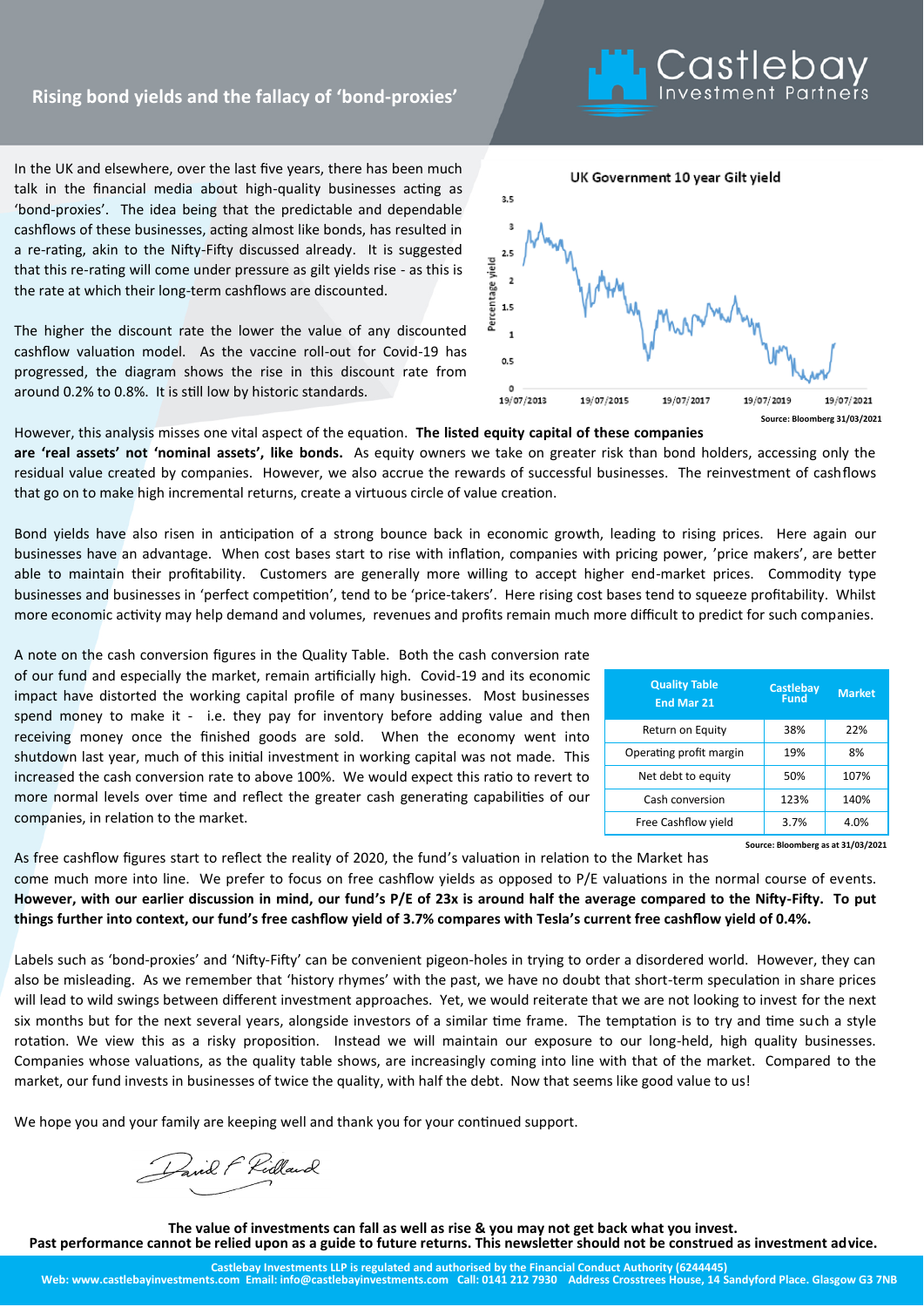## Rising bond yields and the fallacy of 'bond-proxies'

In the UK and elsewhere, over the last five years, there has been much talk in the financial media about high-quality businesses acting as 'bond-proxies'. The idea being that the predictable and dependable cashflows of these businesses, acting almost like bonds, has resulted in a re-rating, akin to the Nifty-Fifty discussed already. It is suggested that this re-rating will come under pressure as gilt yields rise - as this is the rate at which their long-term cashflows are discounted.

The higher the discount rate the lower the value of any discounted cashflow valuation model. As the vaccine roll-out for Covid-19 has progressed, the diagram shows the rise in this discount rate from around 0.2% to 0.8%. It is still low by historic standards.

UK Government 10 year Gilt yield

Source: Bloomberg 31/03/2021

However, this analysis misses one vital aspect of the equation. **The listed equity capital of these companies are 'real assets' not 'nominal assets', like bonds.** As equity owners we take on greater risk than bond holders, accessing only the residual value created by companies. However, we also accrue the rewards of successful businesses. The reinvestment of cashflows that go on to make high incremental returns, create a virtuous circle of value creation.

Bond yields have also risen in anticipation of a strong bounce back in economic growth, leading to rising prices. Here again our businesses have an advantage. When cost bases start to rise with inflation, companies with pricing power, 'price makers', are better able to maintain their profitability. Customers are generally more willing to accept higher end-market prices. Commodity type businesses and businesses in 'perfect competition', tend to be 'price-takers'. Here rising cost bases tend to squeeze profitability. Whilst more economic activity may help demand and volumes, revenues and profits remain much more difficult to predict for such companies.

A note on the cash conversion figures in the Quality Table. Both the cash conversion rate of our fund and especially the market, remain artificially high. Covid-19 and its economic impact have distorted the working capital profile of many businesses. Most businesses spend money to make it - i.e. they pay for inventory before adding value and then receiving money once the finished goods are sold. When the economy went into shutdown last year, much of this initial investment in working capital was not made. This increased the cash conversion rate to above 100%. We would expect this ratio to revert to more normal levels over time and reflect the greater cash generating capabilities of our companies, in relation to the market.

| Quality Table End Mar 21 | Castlebay Fund | Market |
|---|---|---|
| Return on Equity | 38% | 22% |
| Operating profit margin | 19% | 8% |
| Net debt to equity | 50% | 107% |
| Cash conversion | 123% | 140% |
| Free Cashflow yield | 3.7% | 4.0% |

Source: Bloomberg as at 31/03/2021

As free cashflow figures start to reflect the reality of 2020, the fund's valuation in relation to the Market has come much more into line. We prefer to focus on free cashflow yields as opposed to P/E valuations in the normal course of events. **However, with our earlier discussion in mind, our fund's P/E of 23x is around half the average compared to the Nifty-Fifty. To put things further into context, our fund's free cashflow yield of 3.7% compares with Tesla's current free cashflow yield of 0.4%.**

Labels such as 'bond-proxies' and 'Nifty-Fifty' can be convenient pigeon-holes in trying to order a disordered world. However, they can also be misleading. As we remember that 'history rhymes' with the past, we have no doubt that short-term speculation in share prices will lead to wild swings between different investment approaches. Yet, we would reiterate that we are not looking to invest for the next six months but for the next several years, alongside investors of a similar time frame. The temptation is to try and time such a style rotation. We view this as a risky proposition. Instead we will maintain our exposure to our long-held, high quality businesses. Companies whose valuations, as the quality table shows, are increasingly coming into line with that of the market. Compared to the market, our fund invests in businesses of twice the quality, with half the debt. Now that seems like good value to us!

We hope you and your family are keeping well and thank you for your continued support.

David F Ridland

**The value of investments can fall as well as rise & you may not get back what you invest.**
**Past performance cannot be relied upon as a guide to future returns. This newsletter should not be construed as investment advice.**

**Castlebay Investments LLP is regulated and authorised by the Financial Conduct Authority (6244445)**
**Web: www.castlebayinvestments.com Email: info@castlebayinvestments.com Call: 0141 212 7930 Address Crosstrees House, 14 Sandyford Place. Glasgow G3 7NB**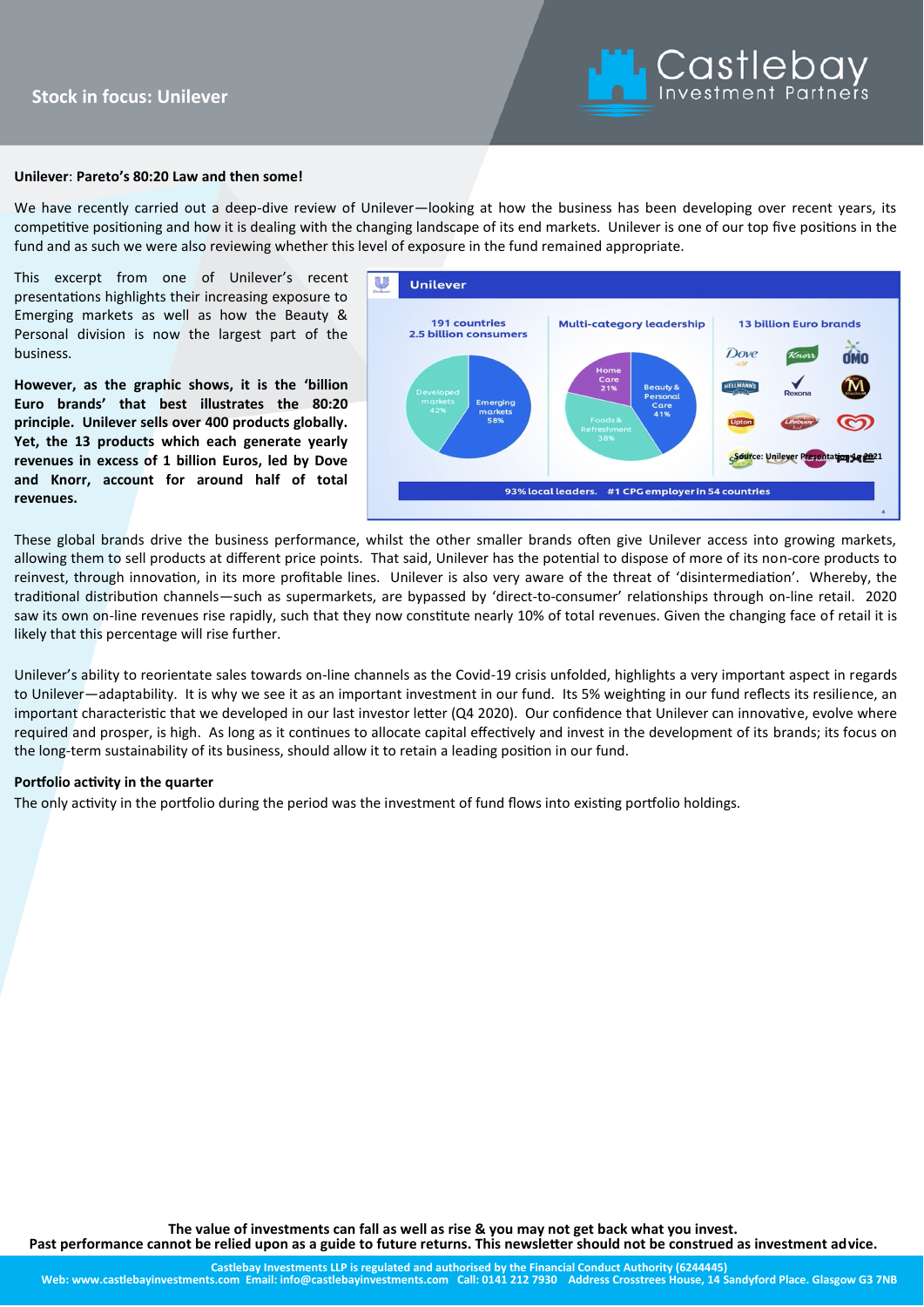**Stock in focus: Unilever**

**Unilever**: **Pareto's 80:20 Law and then some!**

We have recently carried out a deep-dive review of Unilever—looking at how the business has been developing over recent years, its competitive positioning and how it is dealing with the changing landscape of its end markets. Unilever is one of our top five positions in the fund and as such we were also reviewing whether this level of exposure in the fund remained appropriate.

This excerpt from one of Unilever's recent presentations highlights their increasing exposure to Emerging markets as well as how the Beauty & Personal division is now the largest part of the business.

**However, as the graphic shows, it is the 'billion Euro brands' that best illustrates the 80:20 principle. Unilever sells over 400 products globally. Yet, the 13 products which each generate yearly revenues in excess of 1 billion Euros, led by Dove and Knorr, account for around half of total revenues.**

Unilever

191 countries
2.5 billion consumers

Developed markets 42%
Emerging markets 58%

Multi-category leadership

Home Care 21%
Beauty & Personal Care 41%
Foods & Refreshment 38%

13 billion Euro brands

Source: Unilever Presentation 1Q 2021

93% local leaders. #1 CPG employer in 54 countries

These global brands drive the business performance, whilst the other smaller brands often give Unilever access into growing markets, allowing them to sell products at different price points. That said, Unilever has the potential to dispose of more of its non-core products to reinvest, through innovation, in its more profitable lines. Unilever is also very aware of the threat of 'disintermediation'. Whereby, the traditional distribution channels—such as supermarkets, are bypassed by 'direct-to-consumer' relationships through on-line retail. 2020 saw its own on-line revenues rise rapidly, such that they now constitute nearly 10% of total revenues. Given the changing face of retail it is likely that this percentage will rise further.

Unilever's ability to reorientate sales towards on-line channels as the Covid-19 crisis unfolded, highlights a very important aspect in regards to Unilever—adaptability. It is why we see it as an important investment in our fund. Its 5% weighting in our fund reflects its resilience, an important characteristic that we developed in our last investor letter (Q4 2020). Our confidence that Unilever can innovative, evolve where required and prosper, is high. As long as it continues to allocate capital effectively and invest in the development of its brands; its focus on the long-term sustainability of its business, should allow it to retain a leading position in our fund.

**Portfolio activity in the quarter**

The only activity in the portfolio during the period was the investment of fund flows into existing portfolio holdings.

**The value of investments can fall as well as rise & you may not get back what you invest.**
**Past performance cannot be relied upon as a guide to future returns. This newsletter should not be construed as investment advice.**

**Castlebay Investments LLP is regulated and authorised by the Financial Conduct Authority (6244445)**
**Web: www.castlebayinvestments.com Email: info@castlebayinvestments.com Call: 0141 212 7930 Address Crosstrees House, 14 Sandyford Place. Glasgow G3 7NB**